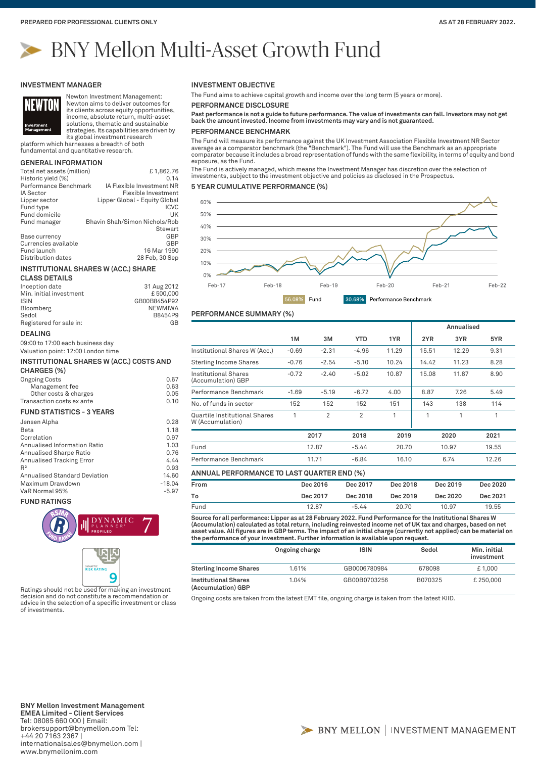PREPARED FOR PROFESSIONAL CLIENTS ONLY

AS AT 28 FEBRUARY 2022.

# BNY Mellon Multi-Asset Growth Fund

## INVESTMENT MANAGER

Newton Investment Management: Newton aims to deliver outcomes for its clients across equity opportunities, income, absolute return, multi-asset solutions, thematic and sustainable strategies. Its capabilities are driven by its global investment research platform which harnesses a breadth of both fundamental and quantitative research.

## GENERAL INFORMATION

| | |
|---|---|
| Total net assets (million) | £ 1,862.76 |
| Historic yield (%) | 0.14 |
| Performance Benchmark | IA Flexible Investment NR |
| IA Sector | Flexible Investment |
| Lipper sector | Lipper Global - Equity Global |
| Fund type | ICVC |
| Fund domicile | UK |
| Fund manager | Bhavin Shah/Simon Nichols/Rob Stewart |
| Base currency | GBP |
| Currencies available | GBP |
| Fund launch | 16 Mar 1990 |
| Distribution dates | 28 Feb, 30 Sep |

## INSTITUTIONAL SHARES W (ACC.) SHARE CLASS DETAILS

| | |
|---|---|
| Inception date | 31 Aug 2012 |
| Min. initial investment | £ 500,000 |
| ISIN | GB00B8454P92 |
| Bloomberg | NEWMIWA |
| Sedol | B8454P9 |
| Registered for sale in: | GB |

## DEALING

09:00 to 17:00 each business day
Valuation point: 12:00 London time

## INSTITUTIONAL SHARES W (ACC.) COSTS AND CHARGES (%)

| | |
|---|---|
| Ongoing Costs | 0.67 |
| Management fee | 0.63 |
| Other costs & charges | 0.05 |
| Transaction costs ex ante | 0.10 |

## FUND STATISTICS - 3 YEARS

| | |
|---|---|
| Jensen Alpha | 0.28 |
| Beta | 1.18 |
| Correlation | 0.97 |
| Annualised Information Ratio | 1.03 |
| Annualised Sharpe Ratio | 0.76 |
| Annualised Tracking Error | 4.44 |
| $R^2$ | 0.93 |
| Annualised Standard Deviation | 14.60 |
| Maximum Drawdown | -18.04 |
| VaR Normal 95% | -5.97 |

## FUND RATINGS

RSMR Fund Range; Dynamic Planner Profiled 7; Synaptic Risk Rating 9

Ratings should not be used for making an investment decision and do not constitute a recommendation or advice in the selection of a specific investment or class of investments.

## INVESTMENT OBJECTIVE

The Fund aims to achieve capital growth and income over the long term (5 years or more).

## PERFORMANCE DISCLOSURE

**Past performance is not a guide to future performance. The value of investments can fall. Investors may not get back the amount invested. Income from investments may vary and is not guaranteed.**

## PERFORMANCE BENCHMARK

The Fund will measure its performance against the UK Investment Association Flexible Investment NR Sector average as a comparator benchmark (the "Benchmark"). The Fund will use the Benchmark as an appropriate comparator benchmark because it includes a broad representation of funds with the same flexibility, in terms of equity and bond exposure, as the Fund.

The Fund is actively managed, which means the Investment Manager has discretion over the selection of investments, subject to the investment objective and policies as disclosed in the Prospectus.

## 5 YEAR CUMULATIVE PERFORMANCE (%)

56.08% Fund | 30.68% Performance Benchmark

## PERFORMANCE SUMMARY (%)

| | 1M | 3M | YTD | 1YR | Annualised 2YR | 3YR | 5YR |
|---|---|---|---|---|---|---|---|
| Institutional Shares W (Acc.) | -0.69 | -2.31 | -4.96 | 11.29 | 15.51 | 12.29 | 9.31 |
| Sterling Income Shares | -0.76 | -2.54 | -5.10 | 10.24 | 14.42 | 11.23 | 8.28 |
| Institutional Shares (Accumulation) GBP | -0.72 | -2.40 | -5.02 | 10.87 | 15.08 | 11.87 | 8.90 |
| Performance Benchmark | -1.69 | -5.19 | -6.72 | 4.00 | 8.87 | 7.26 | 5.49 |
| No. of funds in sector | 152 | 152 | 152 | 151 | 143 | 138 | 114 |
| Quartile Institutional Shares W (Accumulation) | 1 | 2 | 2 | 1 | 1 | 1 | 1 |

| | 2017 | 2018 | 2019 | 2020 | 2021 |
|---|---|---|---|---|---|
| Fund | 12.87 | -5.44 | 20.70 | 10.97 | 19.55 |
| Performance Benchmark | 11.71 | -6.84 | 16.10 | 6.74 | 12.26 |

## ANNUAL PERFORMANCE TO LAST QUARTER END (%)

| From | Dec 2016 | Dec 2017 | Dec 2018 | Dec 2019 | Dec 2020 |
|---|---|---|---|---|---|
| To | Dec 2017 | Dec 2018 | Dec 2019 | Dec 2020 | Dec 2021 |
| Fund | 12.87 | -5.44 | 20.70 | 10.97 | 19.55 |

**Source for all performance: Lipper as at 28 February 2022. Fund Performance for the Institutional Shares W (Accumulation) calculated as total return, including reinvested income net of UK tax and charges, based on net asset value. All figures are in GBP terms. The impact of an initial charge (currently not applied) can be material on the performance of your investment. Further information is available upon request.**

| | Ongoing charge | ISIN | Sedol | Min. initial investment |
|---|---|---|---|---|
| **Sterling Income Shares** | 1.61% | GB0006780984 | 678098 | £ 1,000 |
| **Institutional Shares (Accumulation) GBP** | 1.04% | GB00B0703256 | B070325 | £ 250,000 |

Ongoing costs are taken from the latest EMT file, ongoing charge is taken from the latest KIID.

**BNY Mellon Investment Management EMEA Limited - Client Services**
Tel: 08085 660 000 | Email: brokersupport@bnymellon.com Tel: +44 20 7163 2367 | internationalsales@bnymellon.com | www.bnymellonim.com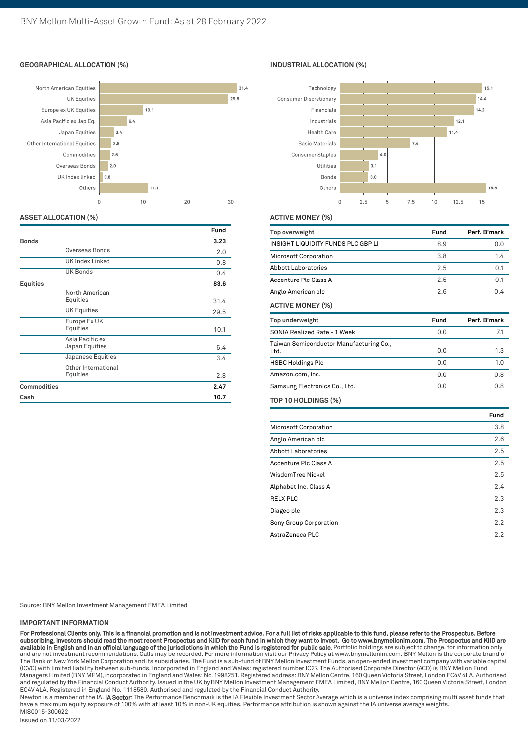BNY Mellon Multi-Asset Growth Fund: As at 28 February 2022

## GEOGRAPHICAL ALLOCATION (%)

North American Equities 31.4
UK Equities 29.5
Europe ex UK Equities 10.1
Asia Pacific ex Jap Eq. 6.4
Japan Equities 3.4
Other International Equities 2.8
Commodities 2.5
Overseas Bonds 2.0
UK index linked 0.8
Others 11.1

0 10 20 30

## INDUSTRIAL ALLOCATION (%)

Technology 15.1
Consumer Discretionary 14.4
Financials 14.2
Industrials 12.1
Health Care 11.4
Basic Materials 7.4
Consumer Staples 4.0
Utilities 3.1
Bonds 3.0
Others 15.5

0 2.5 5 7.5 10 12.5 15

## ASSET ALLOCATION (%)

| | | Fund |
|---|---|---|
| **Bonds** | | **3.23** |
| | Overseas Bonds | 2.0 |
| | UK Index Linked | 0.8 |
| | UK Bonds | 0.4 |
| **Equities** | | **83.6** |
| | North American Equities | 31.4 |
| | UK Equities | 29.5 |
| | Europe Ex UK Equities | 10.1 |
| | Asia Pacific ex Japan Equities | 6.4 |
| | Japanese Equities | 3.4 |
| | Other International Equities | 2.8 |
| **Commodities** | | **2.47** |
| **Cash** | | **10.7** |

## ACTIVE MONEY (%)

| Top overweight | Fund | Perf. B'mark |
|---|---|---|
| INSIGHT LIQUIDITY FUNDS PLC GBP LI | 8.9 | 0.0 |
| Microsoft Corporation | 3.8 | 1.4 |
| Abbott Laboratories | 2.5 | 0.1 |
| Accenture Plc Class A | 2.5 | 0.1 |
| Anglo American plc | 2.6 | 0.4 |

## ACTIVE MONEY (%)

| Top underweight | Fund | Perf. B'mark |
|---|---|---|
| SONIA Realized Rate - 1 Week | 0.0 | 7.1 |
| Taiwan Semiconductor Manufacturing Co., Ltd. | 0.0 | 1.3 |
| HSBC Holdings Plc | 0.0 | 1.0 |
| Amazon.com, Inc. | 0.0 | 0.8 |
| Samsung Electronics Co., Ltd. | 0.0 | 0.8 |

## TOP 10 HOLDINGS (%)

| | Fund |
|---|---|
| Microsoft Corporation | 3.8 |
| Anglo American plc | 2.6 |
| Abbott Laboratories | 2.5 |
| Accenture Plc Class A | 2.5 |
| WisdomTree Nickel | 2.5 |
| Alphabet Inc. Class A | 2.4 |
| RELX PLC | 2.3 |
| Diageo plc | 2.3 |
| Sony Group Corporation | 2.2 |
| AstraZeneca PLC | 2.2 |

Source: BNY Mellon Investment Management EMEA Limited

## IMPORTANT INFORMATION

**For Professional Clients only. This is a financial promotion and is not investment advice. For a full list of risks applicable to this fund, please refer to the Prospectus. Before subscribing, investors should read the most recent Prospectus and KIID for each fund in which they want to invest. Go to www.bnymellonim.com. The Prospectus and KIID are available in English and in an official language of the jurisdictions in which the Fund is registered for public sale.** Portfolio holdings are subject to change, for information only and are not investment recommendations. Calls may be recorded. For more information visit our Privacy Policy at www.bnymellonim.com. BNY Mellon is the corporate brand of The Bank of New York Mellon Corporation and its subsidiaries. The Fund is a sub-fund of BNY Mellon Investment Funds, an open-ended investment company with variable capital (ICVC) with limited liability between sub-funds. Incorporated in England and Wales: registered number IC27. The Authorised Corporate Director (ACD) is BNY Mellon Fund Managers Limited (BNY MFM), incorporated in England and Wales: No. 1998251. Registered address: BNY Mellon Centre, 160 Queen Victoria Street, London EC4V 4LA. Authorised and regulated by the Financial Conduct Authority. Issued in the UK by BNY Mellon Investment Management EMEA Limited, BNY Mellon Centre, 160 Queen Victoria Street, London EC4V 4LA. Registered in England No. 1118580. Authorised and regulated by the Financial Conduct Authority.

Newton is a member of the IA. **IA Sector**: The Performance Benchmark is the IA Flexible Investment Sector Average which is a universe index comprising multi asset funds that have a maximum equity exposure of 100% with at least 10% in non-UK equities. Performance attribution is shown against the IA universe average weights.

MIS0015-300622

Issued on 11/03/2022